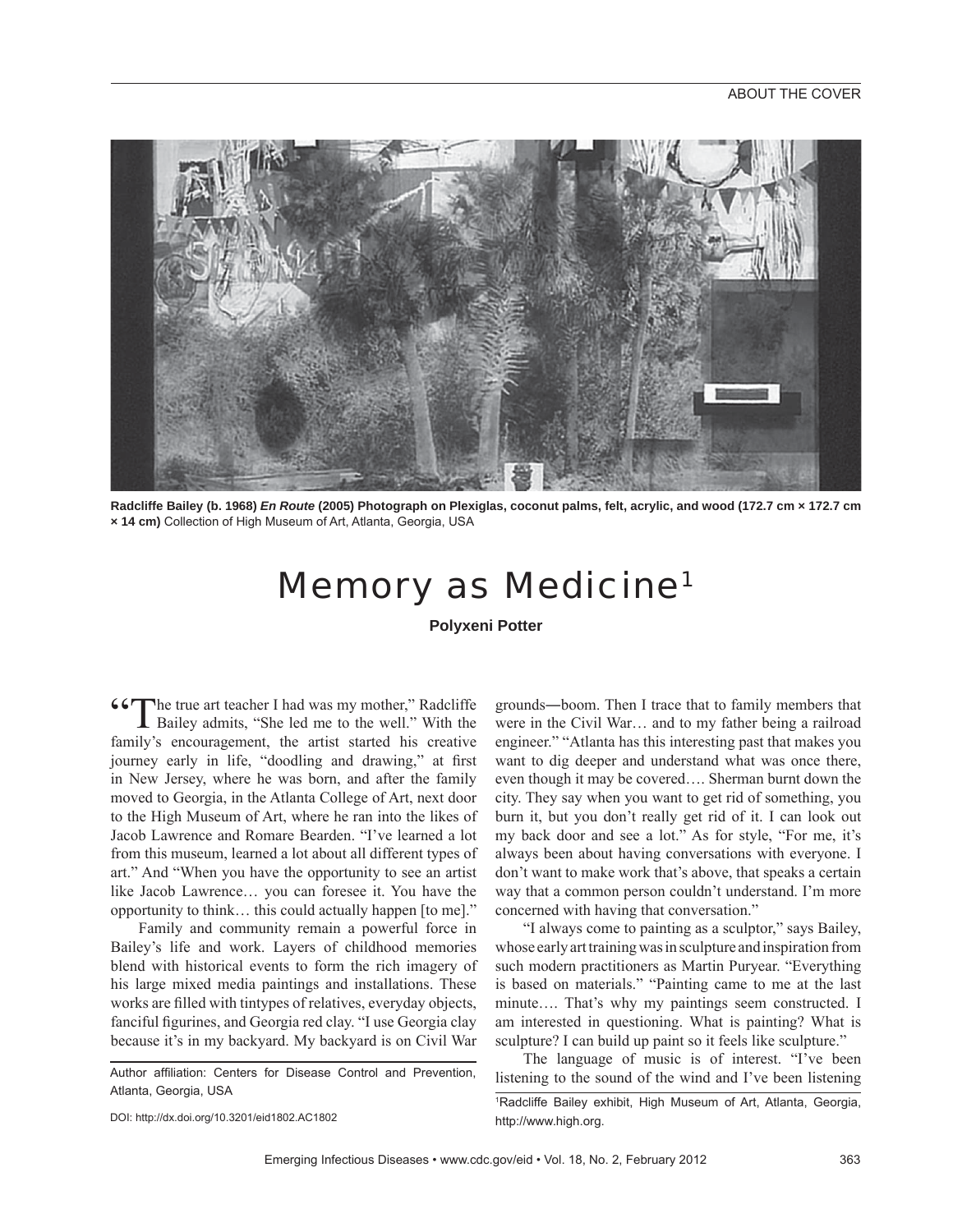ABOUT THE COVER

**Radcliffe Bailey (b. 1968) *En Route* (2005) Photograph on Plexiglas, coconut palms, felt, acrylic, and wood (172.7 cm × 172.7 cm × 14 cm)** Collection of High Museum of Art, Atlanta, Georgia, USA

# Memory as Medicine[1]

**Polyxeni Potter**

"The true art teacher I had was my mother," Radcliffe Bailey admits, "She led me to the well." With the family's encouragement, the artist started his creative journey early in life, "doodling and drawing," at first in New Jersey, where he was born, and after the family moved to Georgia, in the Atlanta College of Art, next door to the High Museum of Art, where he ran into the likes of Jacob Lawrence and Romare Bearden. "I've learned a lot from this museum, learned a lot about all different types of art." And "When you have the opportunity to see an artist like Jacob Lawrence… you can foresee it. You have the opportunity to think… this could actually happen [to me]."

Family and community remain a powerful force in Bailey's life and work. Layers of childhood memories blend with historical events to form the rich imagery of his large mixed media paintings and installations. These works are filled with tintypes of relatives, everyday objects, fanciful figurines, and Georgia red clay. "I use Georgia clay because it's in my backyard. My backyard is on Civil War grounds—boom. Then I trace that to family members that were in the Civil War… and to my father being a railroad engineer." "Atlanta has this interesting past that makes you want to dig deeper and understand what was once there, even though it may be covered…. Sherman burnt down the city. They say when you want to get rid of something, you burn it, but you don't really get rid of it. I can look out my back door and see a lot." As for style, "For me, it's always been about having conversations with everyone. I don't want to make work that's above, that speaks a certain way that a common person couldn't understand. I'm more concerned with having that conversation."

"I always come to painting as a sculptor," says Bailey, whose early art training was in sculpture and inspiration from such modern practitioners as Martin Puryear. "Everything is based on materials." "Painting came to me at the last minute…. That's why my paintings seem constructed. I am interested in questioning. What is painting? What is sculpture? I can build up paint so it feels like sculpture."

The language of music is of interest. "I've been listening to the sound of the wind and I've been listening

Author affiliation: Centers for Disease Control and Prevention, Atlanta, Georgia, USA

DOI: http://dx.doi.org/10.3201/eid1802.AC1802

[1]Radcliffe Bailey exhibit, High Museum of Art, Atlanta, Georgia, http://www.high.org.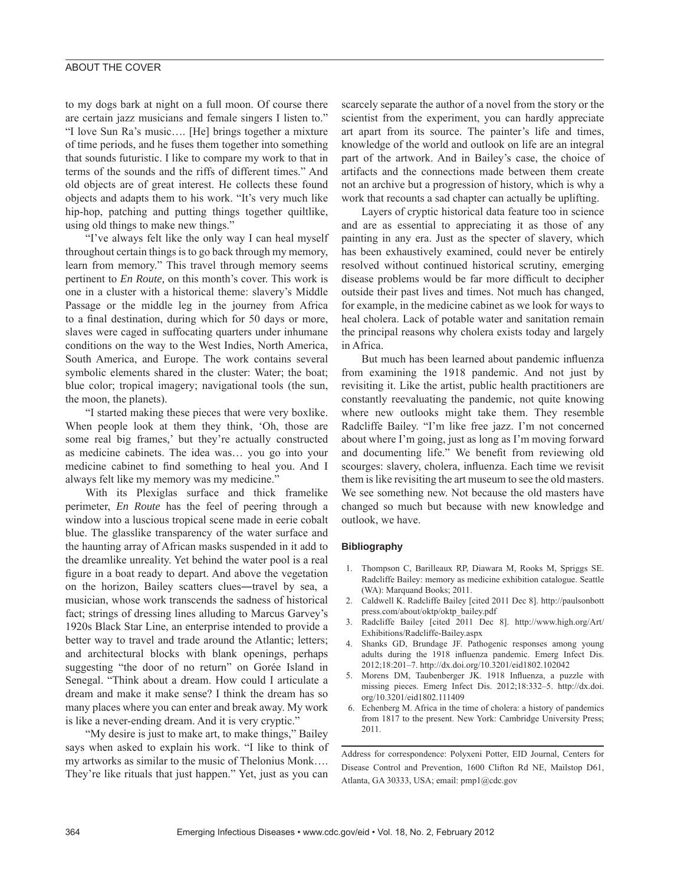to my dogs bark at night on a full moon. Of course there are certain jazz musicians and female singers I listen to." "I love Sun Ra's music…. [He] brings together a mixture of time periods, and he fuses them together into something that sounds futuristic. I like to compare my work to that in terms of the sounds and the riffs of different times." And old objects are of great interest. He collects these found objects and adapts them to his work. "It's very much like hip-hop, patching and putting things together quiltlike, using old things to make new things."

"I've always felt like the only way I can heal myself throughout certain things is to go back through my memory, learn from memory." This travel through memory seems pertinent to *En Route,* on this month's cover. This work is one in a cluster with a historical theme: slavery's Middle Passage or the middle leg in the journey from Africa to a final destination, during which for 50 days or more, slaves were caged in suffocating quarters under inhumane conditions on the way to the West Indies, North America, South America, and Europe. The work contains several symbolic elements shared in the cluster: Water; the boat; blue color; tropical imagery; navigational tools (the sun, the moon, the planets).

"I started making these pieces that were very boxlike. When people look at them they think, 'Oh, those are some real big frames,' but they're actually constructed as medicine cabinets. The idea was… you go into your medicine cabinet to find something to heal you. And I always felt like my memory was my medicine."

With its Plexiglas surface and thick framelike perimeter, *En Route* has the feel of peering through a window into a luscious tropical scene made in eerie cobalt blue. The glasslike transparency of the water surface and the haunting array of African masks suspended in it add to the dreamlike unreality. Yet behind the water pool is a real figure in a boat ready to depart. And above the vegetation on the horizon, Bailey scatters clues―travel by sea, a musician, whose work transcends the sadness of historical fact; strings of dressing lines alluding to Marcus Garvey's 1920s Black Star Line, an enterprise intended to provide a better way to travel and trade around the Atlantic; letters; and architectural blocks with blank openings, perhaps suggesting "the door of no return" on Gorée Island in Senegal. "Think about a dream. How could I articulate a dream and make it make sense? I think the dream has so many places where you can enter and break away. My work is like a never-ending dream. And it is very cryptic."

"My desire is just to make art, to make things," Bailey says when asked to explain his work. "I like to think of my artworks as similar to the music of Thelonius Monk…. They're like rituals that just happen." Yet, just as you can scarcely separate the author of a novel from the story or the scientist from the experiment, you can hardly appreciate art apart from its source. The painter's life and times, knowledge of the world and outlook on life are an integral part of the artwork. And in Bailey's case, the choice of artifacts and the connections made between them create not an archive but a progression of history, which is why a work that recounts a sad chapter can actually be uplifting.

Layers of cryptic historical data feature too in science and are as essential to appreciating it as those of any painting in any era. Just as the specter of slavery, which has been exhaustively examined, could never be entirely resolved without continued historical scrutiny, emerging disease problems would be far more difficult to decipher outside their past lives and times. Not much has changed, for example, in the medicine cabinet as we look for ways to heal cholera. Lack of potable water and sanitation remain the principal reasons why cholera exists today and largely in Africa.

But much has been learned about pandemic influenza from examining the 1918 pandemic. And not just by revisiting it. Like the artist, public health practitioners are constantly reevaluating the pandemic, not quite knowing where new outlooks might take them. They resemble Radcliffe Bailey. "I'm like free jazz. I'm not concerned about where I'm going, just as long as I'm moving forward and documenting life." We benefit from reviewing old scourges: slavery, cholera, influenza. Each time we revisit them is like revisiting the art museum to see the old masters. We see something new. Not because the old masters have changed so much but because with new knowledge and outlook, we have.

### Bibliography

1. Thompson C, Barilleaux RP, Diawara M, Rooks M, Spriggs SE. Radcliffe Bailey: memory as medicine exhibition catalogue. Seattle (WA): Marquand Books; 2011.
2. Caldwell K. Radcliffe Bailey [cited 2011 Dec 8]. http://paulsonbottpress.com/about/oktp/oktp_bailey.pdf
3. Radcliffe Bailey [cited 2011 Dec 8]. http://www.high.org/Art/Exhibitions/Radcliffe-Bailey.aspx
4. Shanks GD, Brundage JF. Pathogenic responses among young adults during the 1918 influenza pandemic. Emerg Infect Dis. 2012;18:201–7. http://dx.doi.org/10.3201/eid1802.102042
5. Morens DM, Taubenberger JK. 1918 Influenza, a puzzle with missing pieces. Emerg Infect Dis. 2012;18:332–5. http://dx.doi.org/10.3201/eid1802.111409
6. Echenberg M. Africa in the time of cholera: a history of pandemics from 1817 to the present. New York: Cambridge University Press; 2011.

Address for correspondence: Polyxeni Potter, EID Journal, Centers for Disease Control and Prevention, 1600 Clifton Rd NE, Mailstop D61, Atlanta, GA 30333, USA; email: pmp1@cdc.gov